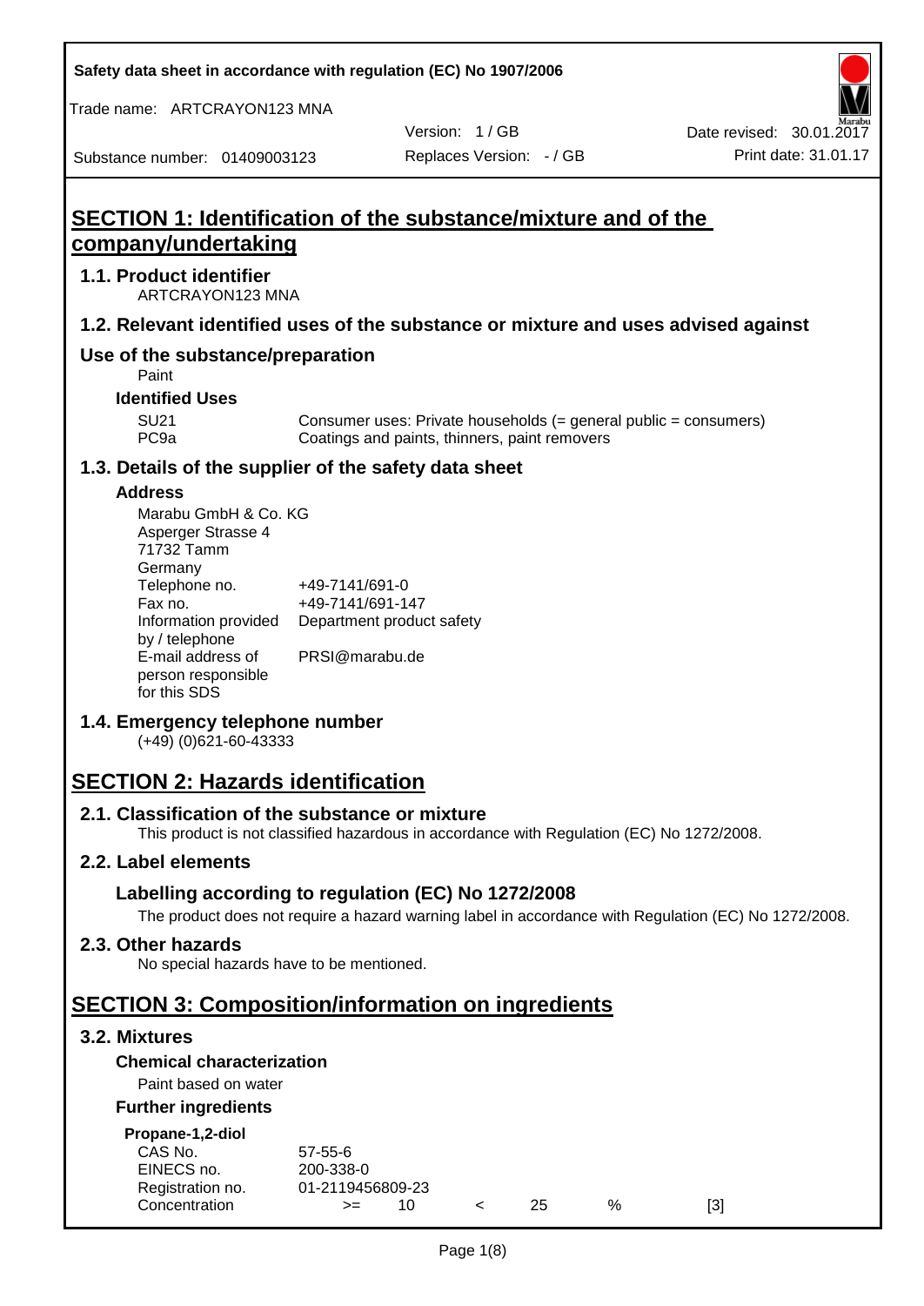Safety data sheet in accordance with regulation (EC) No 1907/2006

Trade name: ARTCRAYON123 MNA

Version: 1 / GB

Date revised: 30.01.2017

Substance number: 01409003123

Replaces Version: - / GB

Print date: 31.01.17

# SECTION 1: Identification of the substance/mixture and of the company/undertaking

## 1.1. Product identifier

ARTCRAYON123 MNA

## 1.2. Relevant identified uses of the substance or mixture and uses advised against

## Use of the substance/preparation

Paint

### Identified Uses

| | |
|---|---|
| SU21 | Consumer uses: Private households (= general public = consumers) |
| PC9a | Coatings and paints, thinners, paint removers |

## 1.3. Details of the supplier of the safety data sheet

### Address

Marabu GmbH & Co. KG
Asperger Strasse 4
71732 Tamm
Germany

| | |
|---|---|
| Telephone no. | +49-7141/691-0 |
| Fax no. | +49-7141/691-147 |
| Information provided by / telephone | Department product safety |
| E-mail address of person responsible for this SDS | PRSI@marabu.de |

## 1.4. Emergency telephone number

(+49) (0)621-60-43333

# SECTION 2: Hazards identification

## 2.1. Classification of the substance or mixture

This product is not classified hazardous in accordance with Regulation (EC) No 1272/2008.

## 2.2. Label elements

### Labelling according to regulation (EC) No 1272/2008

The product does not require a hazard warning label in accordance with Regulation (EC) No 1272/2008.

## 2.3. Other hazards

No special hazards have to be mentioned.

# SECTION 3: Composition/information on ingredients

## 3.2. Mixtures

### Chemical characterization

Paint based on water

### Further ingredients

**Propane-1,2-diol**

| | | | | | | |
|---|---|---|---|---|---|---|
| CAS No. | 57-55-6 | | | | | |
| EINECS no. | 200-338-0 | | | | | |
| Registration no. | 01-2119456809-23 | | | | | |
| Concentration | >= | 10 | < | 25 | % | [3] |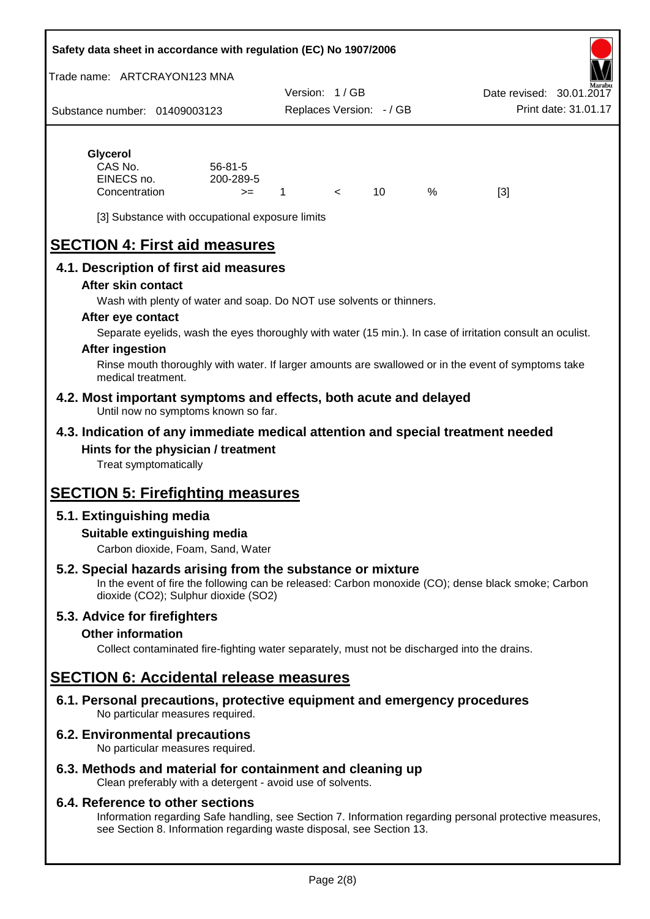**Glycerol**

| | | | | | | |
|---|---|---|---|---|---|---|
| CAS No. | 56-81-5 | | | | | |
| EINECS no. | 200-289-5 | | | | | |
| Concentration | >= | 1 | < | 10 | % | [3] |

[3] Substance with occupational exposure limits

# SECTION 4: First aid measures

## 4.1. Description of first aid measures

### After skin contact

Wash with plenty of water and soap. Do NOT use solvents or thinners.

### After eye contact

Separate eyelids, wash the eyes thoroughly with water (15 min.). In case of irritation consult an oculist.

### After ingestion

Rinse mouth thoroughly with water. If larger amounts are swallowed or in the event of symptoms take medical treatment.

## 4.2. Most important symptoms and effects, both acute and delayed

Until now no symptoms known so far.

## 4.3. Indication of any immediate medical attention and special treatment needed

### Hints for the physician / treatment

Treat symptomatically

# SECTION 5: Firefighting measures

## 5.1. Extinguishing media

### Suitable extinguishing media

Carbon dioxide, Foam, Sand, Water

## 5.2. Special hazards arising from the substance or mixture

In the event of fire the following can be released: Carbon monoxide (CO); dense black smoke; Carbon dioxide ($CO_2$); Sulphur dioxide ($SO_2$)

## 5.3. Advice for firefighters

### Other information

Collect contaminated fire-fighting water separately, must not be discharged into the drains.

# SECTION 6: Accidental release measures

## 6.1. Personal precautions, protective equipment and emergency procedures

No particular measures required.

## 6.2. Environmental precautions

No particular measures required.

## 6.3. Methods and material for containment and cleaning up

Clean preferably with a detergent - avoid use of solvents.

## 6.4. Reference to other sections

Information regarding Safe handling, see Section 7. Information regarding personal protective measures, see Section 8. Information regarding waste disposal, see Section 13.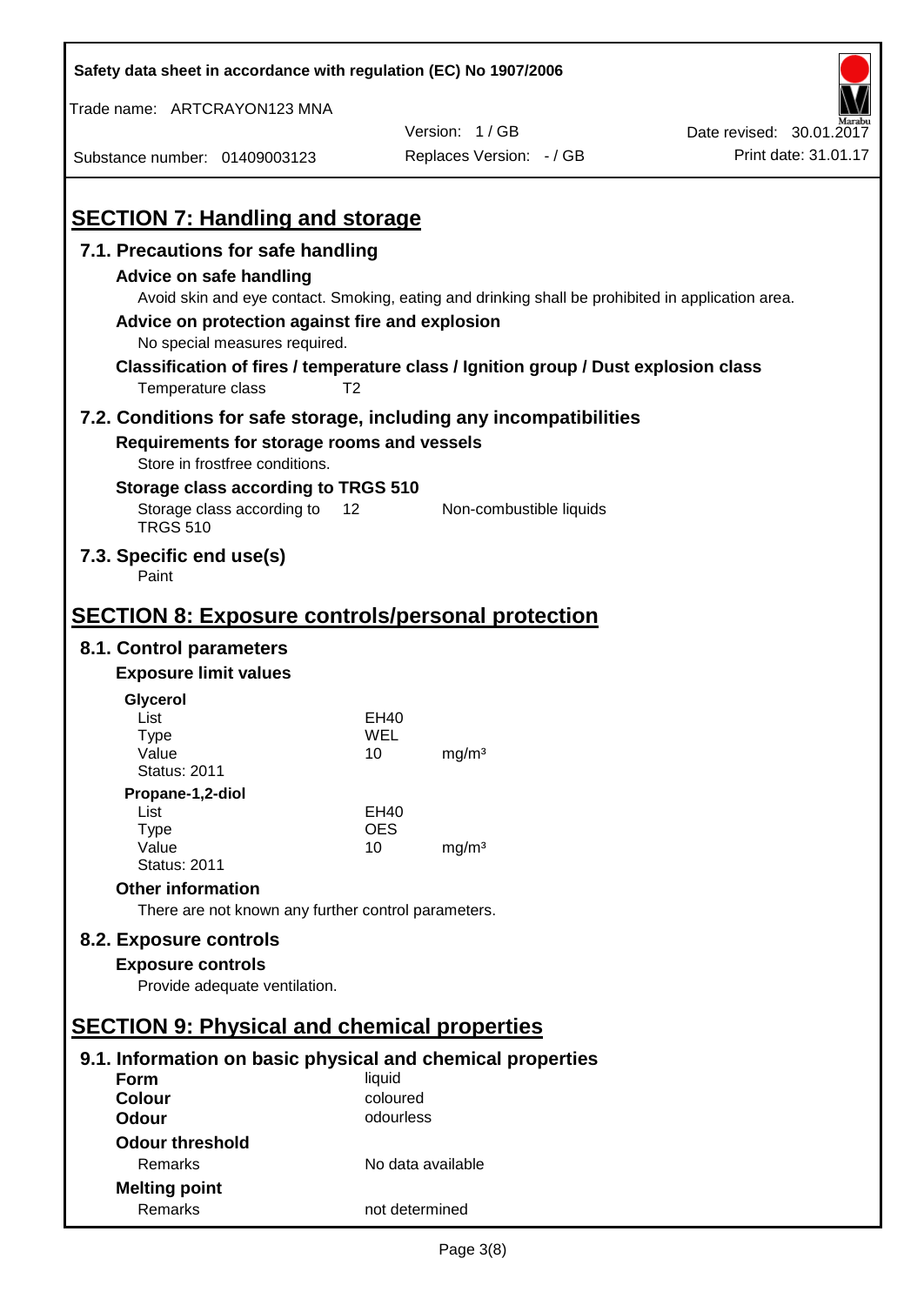## SECTION 7: Handling and storage

### 7.1. Precautions for safe handling

**Advice on safe handling**

Avoid skin and eye contact. Smoking, eating and drinking shall be prohibited in application area.

**Advice on protection against fire and explosion**

No special measures required.

**Classification of fires / temperature class / Ignition group / Dust explosion class**

Temperature class T2

### 7.2. Conditions for safe storage, including any incompatibilities

**Requirements for storage rooms and vessels**

Store in frostfree conditions.

**Storage class according to TRGS 510**

| | | |
|---|---|---|
| Storage class according to TRGS 510 | 12 | Non-combustible liquids |

### 7.3. Specific end use(s)

Paint

## SECTION 8: Exposure controls/personal protection

### 8.1. Control parameters

**Exposure limit values**

**Glycerol**

| | | |
|---|---|---|
| List | EH40 | |
| Type | WEL | |
| Value | 10 | mg/m³ |
| Status: 2011 | | |

**Propane-1,2-diol**

| | | |
|---|---|---|
| List | EH40 | |
| Type | OES | |
| Value | 10 | mg/m³ |
| Status: 2011 | | |

**Other information**

There are not known any further control parameters.

### 8.2. Exposure controls

**Exposure controls**

Provide adequate ventilation.

## SECTION 9: Physical and chemical properties

### 9.1. Information on basic physical and chemical properties

| | |
|---|---|
| **Form** | liquid |
| **Colour** | coloured |
| **Odour** | odourless |
| **Odour threshold** | |
| Remarks | No data available |
| **Melting point** | |
| Remarks | not determined |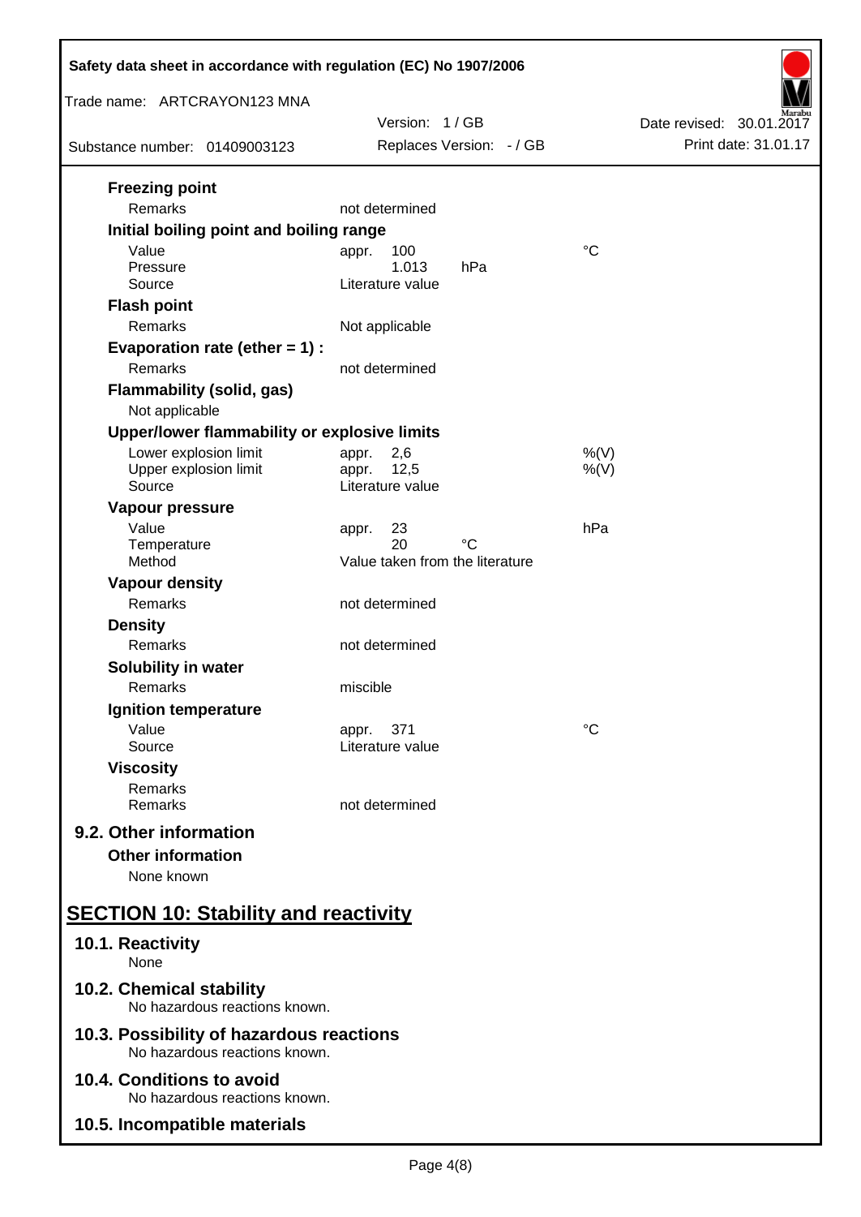**Freezing point**

| | | |
|---|---|---|
| Remarks | not determined | |

**Initial boiling point and boiling range**

| | | |
|---|---|---|
| Value | appr. 100 | °C |
| Pressure | 1.013 hPa | |
| Source | Literature value | |

**Flash point**

| | |
|---|---|
| Remarks | Not applicable |

**Evaporation rate (ether = 1) :**

| | |
|---|---|
| Remarks | not determined |

**Flammability (solid, gas)**

Not applicable

**Upper/lower flammability or explosive limits**

| | | |
|---|---|---|
| Lower explosion limit | appr. 2,6 | %(V) |
| Upper explosion limit | appr. 12,5 | %(V) |
| Source | Literature value | |

**Vapour pressure**

| | | |
|---|---|---|
| Value | appr. 23 | hPa |
| Temperature | 20 °C | |
| Method | Value taken from the literature | |

**Vapour density**

| | |
|---|---|
| Remarks | not determined |

**Density**

| | |
|---|---|
| Remarks | not determined |

**Solubility in water**

| | |
|---|---|
| Remarks | miscible |

**Ignition temperature**

| | | |
|---|---|---|
| Value | appr. 371 | °C |
| Source | Literature value | |

**Viscosity**

| | |
|---|---|
| Remarks | |
| Remarks | not determined |

### 9.2. Other information

**Other information**

None known

## SECTION 10: Stability and reactivity

### 10.1. Reactivity

None

### 10.2. Chemical stability

No hazardous reactions known.

### 10.3. Possibility of hazardous reactions

No hazardous reactions known.

### 10.4. Conditions to avoid

No hazardous reactions known.

### 10.5. Incompatible materials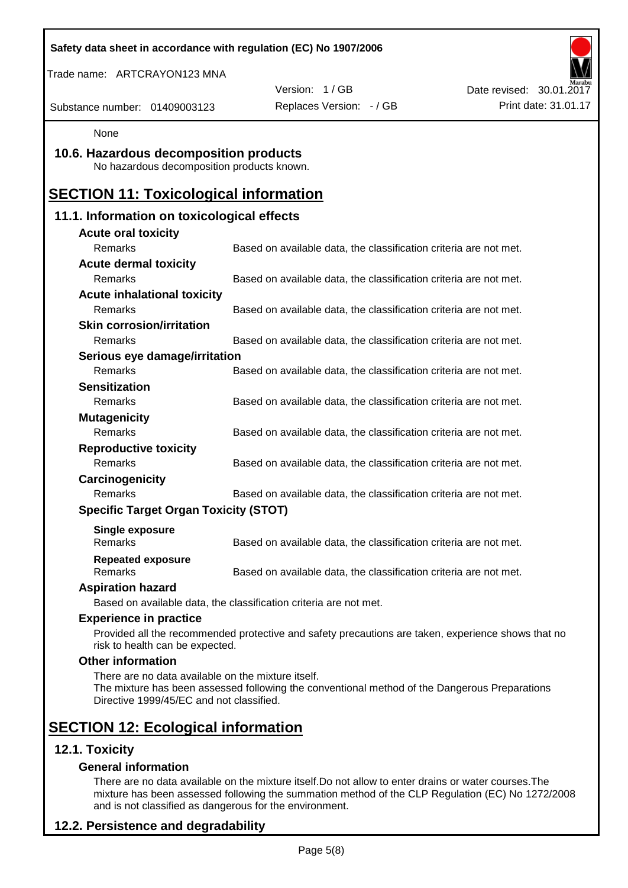None

## 10.6. Hazardous decomposition products

No hazardous decomposition products known.

# SECTION 11: Toxicological information

## 11.1. Information on toxicological effects

**Acute oral toxicity**

| | |
|---|---|
| Remarks | Based on available data, the classification criteria are not met. |

**Acute dermal toxicity**

| | |
|---|---|
| Remarks | Based on available data, the classification criteria are not met. |

**Acute inhalational toxicity**

| | |
|---|---|
| Remarks | Based on available data, the classification criteria are not met. |

**Skin corrosion/irritation**

| | |
|---|---|
| Remarks | Based on available data, the classification criteria are not met. |

**Serious eye damage/irritation**

| | |
|---|---|
| Remarks | Based on available data, the classification criteria are not met. |

**Sensitization**

| | |
|---|---|
| Remarks | Based on available data, the classification criteria are not met. |

**Mutagenicity**

| | |
|---|---|
| Remarks | Based on available data, the classification criteria are not met. |

**Reproductive toxicity**

| | |
|---|---|
| Remarks | Based on available data, the classification criteria are not met. |

**Carcinogenicity**

| | |
|---|---|
| Remarks | Based on available data, the classification criteria are not met. |

**Specific Target Organ Toxicity (STOT)**

**Single exposure**

| | |
|---|---|
| Remarks | Based on available data, the classification criteria are not met. |

**Repeated exposure**

| | |
|---|---|
| Remarks | Based on available data, the classification criteria are not met. |

**Aspiration hazard**

Based on available data, the classification criteria are not met.

**Experience in practice**

Provided all the recommended protective and safety precautions are taken, experience shows that no risk to health can be expected.

**Other information**

There are no data available on the mixture itself.
The mixture has been assessed following the conventional method of the Dangerous Preparations Directive 1999/45/EC and not classified.

# SECTION 12: Ecological information

## 12.1. Toxicity

**General information**

There are no data available on the mixture itself.Do not allow to enter drains or water courses.The mixture has been assessed following the summation method of the CLP Regulation (EC) No 1272/2008 and is not classified as dangerous for the environment.

## 12.2. Persistence and degradability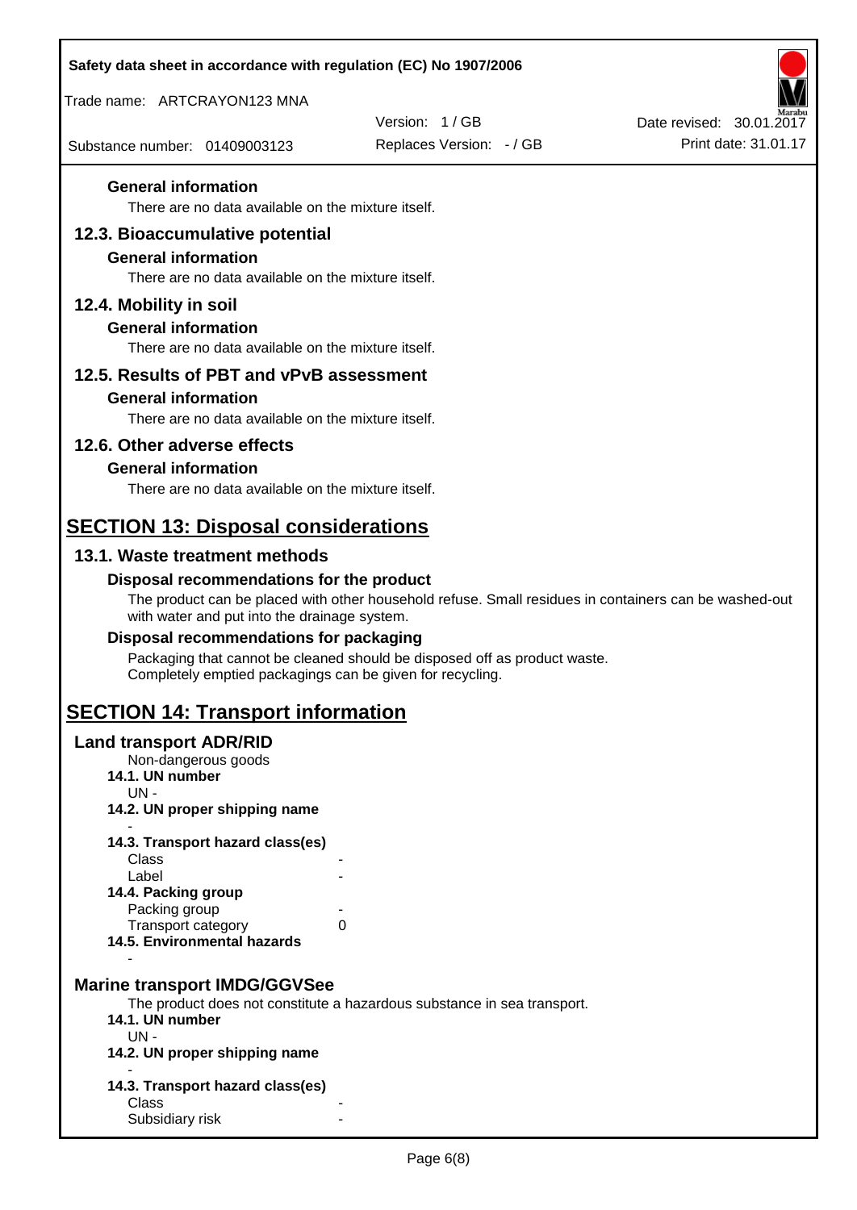#### General information

There are no data available on the mixture itself.

### 12.3. Bioaccumulative potential

#### General information

There are no data available on the mixture itself.

### 12.4. Mobility in soil

#### General information

There are no data available on the mixture itself.

### 12.5. Results of PBT and vPvB assessment

#### General information

There are no data available on the mixture itself.

### 12.6. Other adverse effects

#### General information

There are no data available on the mixture itself.

## SECTION 13: Disposal considerations

### 13.1. Waste treatment methods

#### Disposal recommendations for the product

The product can be placed with other household refuse. Small residues in containers can be washed-out with water and put into the drainage system.

#### Disposal recommendations for packaging

Packaging that cannot be cleaned should be disposed off as product waste.
Completely emptied packagings can be given for recycling.

## SECTION 14: Transport information

### Land transport ADR/RID

Non-dangerous goods

**14.1. UN number**

UN -

**14.2. UN proper shipping name**

-

**14.3. Transport hazard class(es)**

| | |
|---|---|
| Class | - |
| Label | - |

**14.4. Packing group**

| | |
|---|---|
| Packing group | - |
| Transport category | 0 |

**14.5. Environmental hazards**

-

### Marine transport IMDG/GGVSee

The product does not constitute a hazardous substance in sea transport.

**14.1. UN number**

UN -

**14.2. UN proper shipping name**

-

**14.3. Transport hazard class(es)**

| | |
|---|---|
| Class | - |
| Subsidiary risk | - |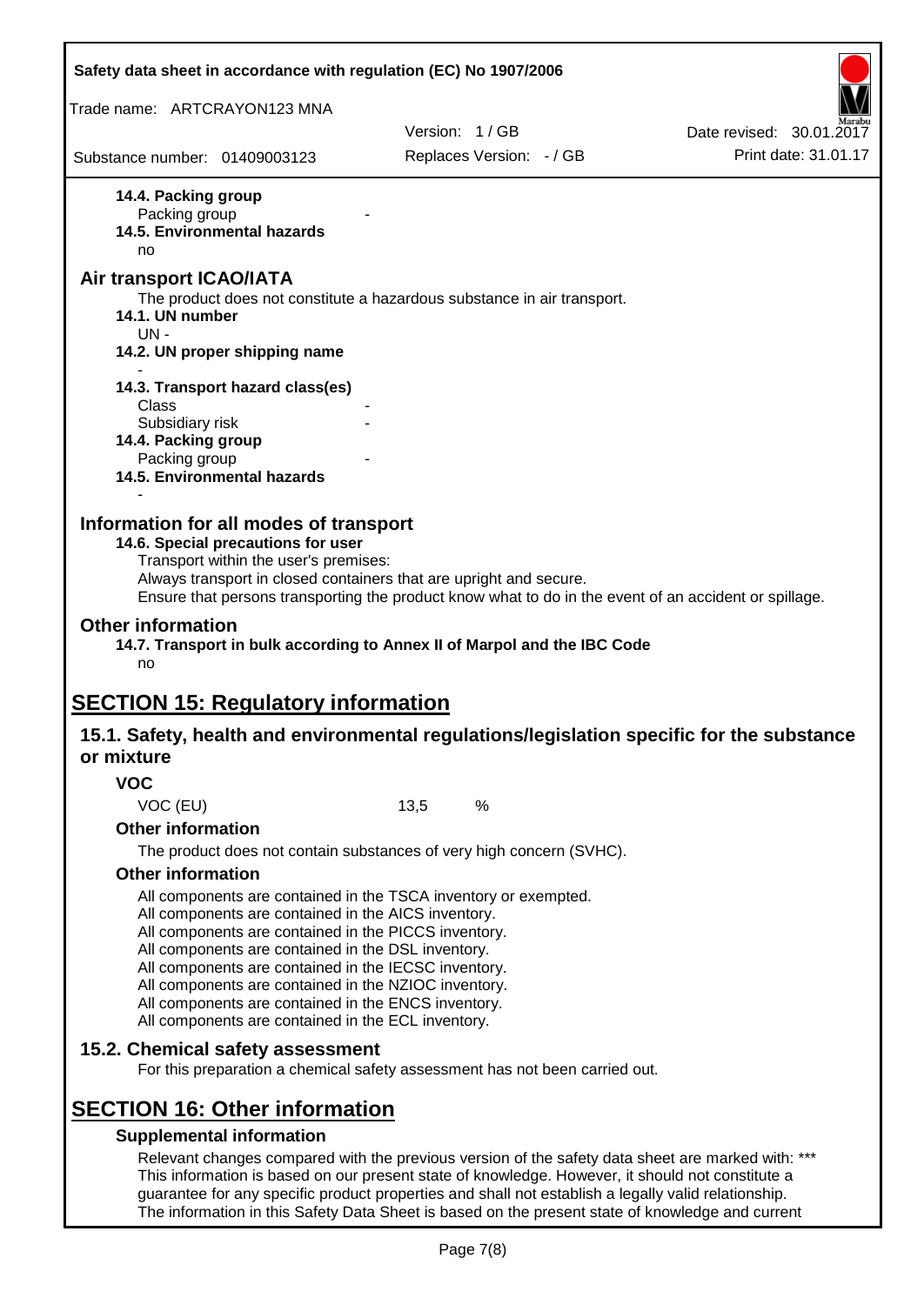**14.4. Packing group**

Packing group -

**14.5. Environmental hazards**

no

## Air transport ICAO/IATA

The product does not constitute a hazardous substance in air transport.

**14.1. UN number**

UN -

**14.2. UN proper shipping name**

-

**14.3. Transport hazard class(es)**

Class -

Subsidiary risk -

**14.4. Packing group**

Packing group -

**14.5. Environmental hazards**

-

## Information for all modes of transport

**14.6. Special precautions for user**

Transport within the user's premises:

Always transport in closed containers that are upright and secure.

Ensure that persons transporting the product know what to do in the event of an accident or spillage.

## Other information

**14.7. Transport in bulk according to Annex II of Marpol and the IBC Code**

no

# SECTION 15: Regulatory information

## 15.1. Safety, health and environmental regulations/legislation specific for the substance or mixture

### VOC

VOC (EU) 13,5 %

### Other information

The product does not contain substances of very high concern (SVHC).

### Other information

All components are contained in the TSCA inventory or exempted.
All components are contained in the AICS inventory.
All components are contained in the PICCS inventory.
All components are contained in the DSL inventory.
All components are contained in the IECSC inventory.
All components are contained in the NZIOC inventory.
All components are contained in the ENCS inventory.
All components are contained in the ECL inventory.

## 15.2. Chemical safety assessment

For this preparation a chemical safety assessment has not been carried out.

# SECTION 16: Other information

### Supplemental information

Relevant changes compared with the previous version of the safety data sheet are marked with: ***
This information is based on our present state of knowledge. However, it should not constitute a guarantee for any specific product properties and shall not establish a legally valid relationship.
The information in this Safety Data Sheet is based on the present state of knowledge and current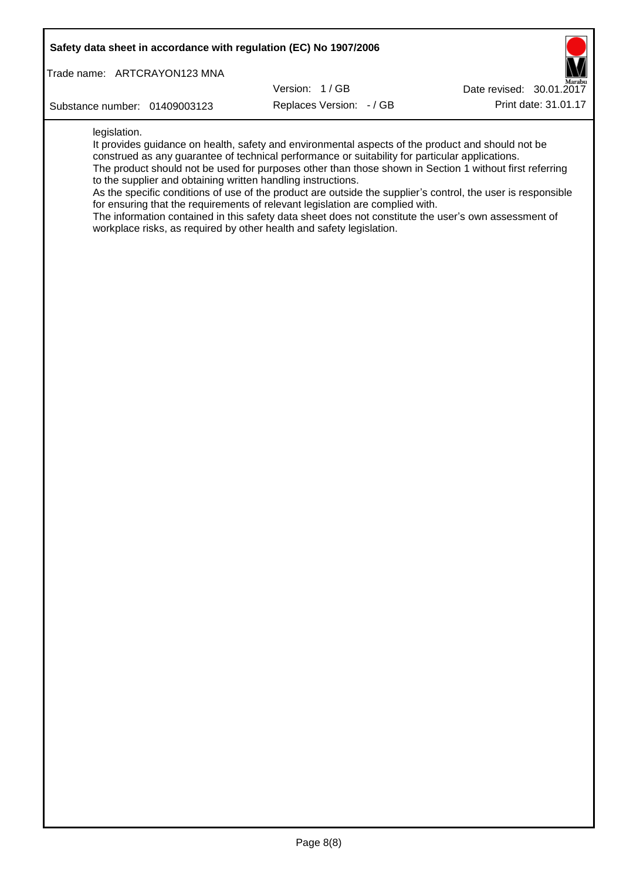legislation.
It provides guidance on health, safety and environmental aspects of the product and should not be construed as any guarantee of technical performance or suitability for particular applications.
The product should not be used for purposes other than those shown in Section 1 without first referring to the supplier and obtaining written handling instructions.
As the specific conditions of use of the product are outside the supplier's control, the user is responsible for ensuring that the requirements of relevant legislation are complied with.
The information contained in this safety data sheet does not constitute the user's own assessment of workplace risks, as required by other health and safety legislation.